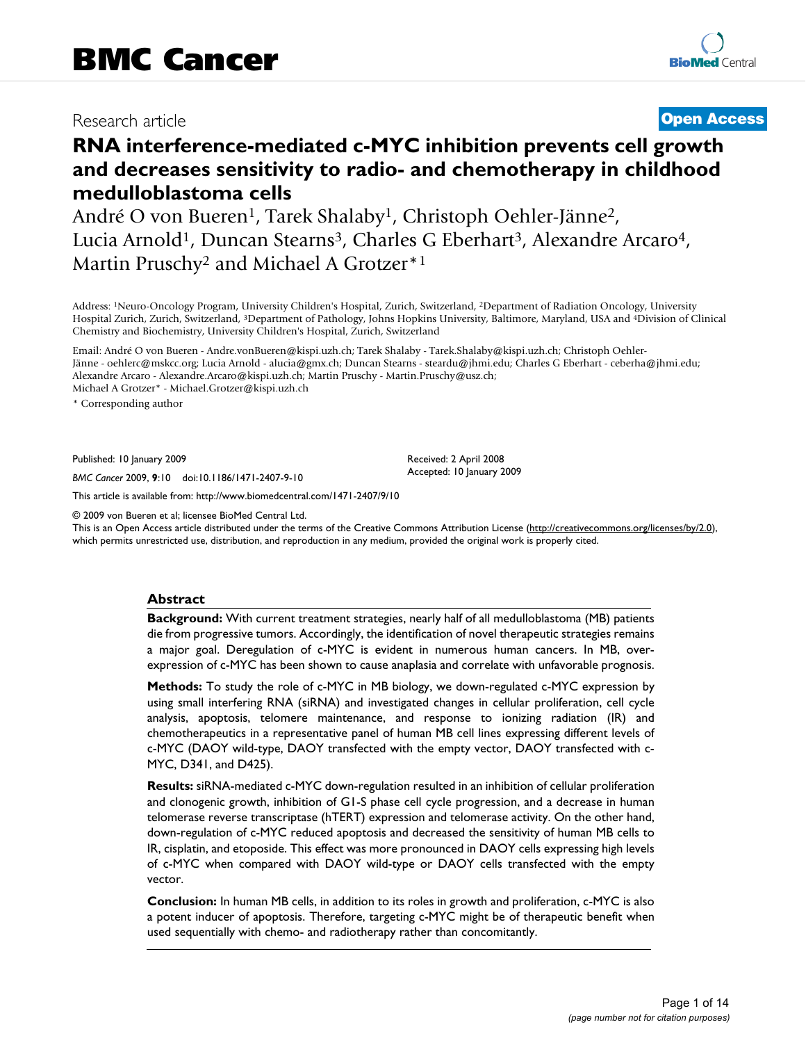Research article

**Open Access**

# RNA interference-mediated c-MYC inhibition prevents cell growth and decreases sensitivity to radio- and chemotherapy in childhood medulloblastoma cells

André O von Bueren[1], Tarek Shalaby[1], Christoph Oehler-Jänne[2], Lucia Arnold[1], Duncan Stearns[3], Charles G Eberhart[3], Alexandre Arcaro[4], Martin Pruschy[2] and Michael A Grotzer*[1]

Address: [1]Neuro-Oncology Program, University Children's Hospital, Zurich, Switzerland, [2]Department of Radiation Oncology, University Hospital Zurich, Zurich, Switzerland, [3]Department of Pathology, Johns Hopkins University, Baltimore, Maryland, USA and [4]Division of Clinical Chemistry and Biochemistry, University Children's Hospital, Zurich, Switzerland

Email: André O von Bueren - Andre.vonBueren@kispi.uzh.ch; Tarek Shalaby - Tarek.Shalaby@kispi.uzh.ch; Christoph Oehler-Jänne - oehlerc@mskcc.org; Lucia Arnold - alucia@gmx.ch; Duncan Stearns - steardu@jhmi.edu; Charles G Eberhart - ceberha@jhmi.edu; Alexandre Arcaro - Alexandre.Arcaro@kispi.uzh.ch; Martin Pruschy - Martin.Pruschy@usz.ch; Michael A Grotzer* - Michael.Grotzer@kispi.uzh.ch

\* Corresponding author

Published: 10 January 2009

*BMC Cancer* 2009, **9**:10 doi:10.1186/1471-2407-9-10

Received: 2 April 2008
Accepted: 10 January 2009

This article is available from: http://www.biomedcentral.com/1471-2407/9/10

© 2009 von Bueren et al; licensee BioMed Central Ltd.
This is an Open Access article distributed under the terms of the Creative Commons Attribution License (http://creativecommons.org/licenses/by/2.0), which permits unrestricted use, distribution, and reproduction in any medium, provided the original work is properly cited.

## Abstract

**Background:** With current treatment strategies, nearly half of all medulloblastoma (MB) patients die from progressive tumors. Accordingly, the identification of novel therapeutic strategies remains a major goal. Deregulation of c-MYC is evident in numerous human cancers. In MB, over-expression of c-MYC has been shown to cause anaplasia and correlate with unfavorable prognosis.

**Methods:** To study the role of c-MYC in MB biology, we down-regulated c-MYC expression by using small interfering RNA (siRNA) and investigated changes in cellular proliferation, cell cycle analysis, apoptosis, telomere maintenance, and response to ionizing radiation (IR) and chemotherapeutics in a representative panel of human MB cell lines expressing different levels of c-MYC (DAOY wild-type, DAOY transfected with the empty vector, DAOY transfected with c-MYC, D341, and D425).

**Results:** siRNA-mediated c-MYC down-regulation resulted in an inhibition of cellular proliferation and clonogenic growth, inhibition of G1-S phase cell cycle progression, and a decrease in human telomerase reverse transcriptase (hTERT) expression and telomerase activity. On the other hand, down-regulation of c-MYC reduced apoptosis and decreased the sensitivity of human MB cells to IR, cisplatin, and etoposide. This effect was more pronounced in DAOY cells expressing high levels of c-MYC when compared with DAOY wild-type or DAOY cells transfected with the empty vector.

**Conclusion:** In human MB cells, in addition to its roles in growth and proliferation, c-MYC is also a potent inducer of apoptosis. Therefore, targeting c-MYC might be of therapeutic benefit when used sequentially with chemo- and radiotherapy rather than concomitantly.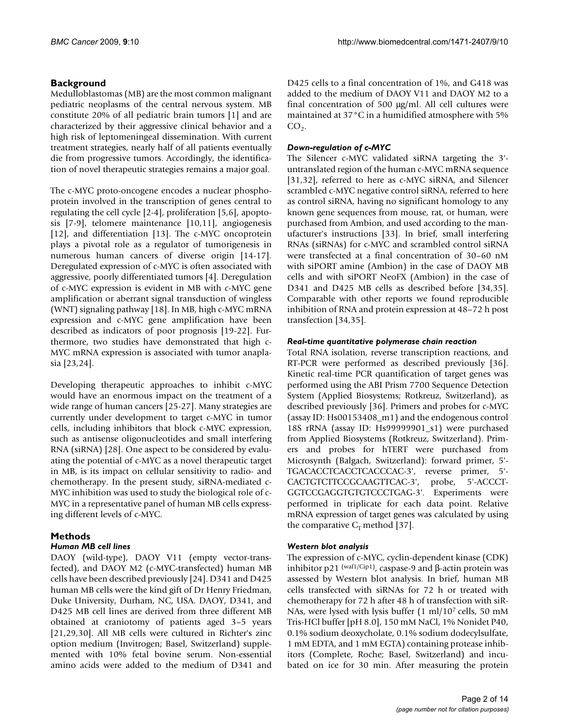## Background

Medulloblastomas (MB) are the most common malignant pediatric neoplasms of the central nervous system. MB constitute 20% of all pediatric brain tumors [1] and are characterized by their aggressive clinical behavior and a high risk of leptomeningeal dissemination. With current treatment strategies, nearly half of all patients eventually die from progressive tumors. Accordingly, the identification of novel therapeutic strategies remains a major goal.

The c-MYC proto-oncogene encodes a nuclear phosphoprotein involved in the transcription of genes central to regulating the cell cycle [2-4], proliferation [5,6], apoptosis [7-9], telomere maintenance [10,11], angiogenesis [12], and differentiation [13]. The c-MYC oncoprotein plays a pivotal role as a regulator of tumorigenesis in numerous human cancers of diverse origin [14-17]. Deregulated expression of c-MYC is often associated with aggressive, poorly differentiated tumors [4]. Deregulation of c-MYC expression is evident in MB with c-MYC gene amplification or aberrant signal transduction of wingless (WNT) signaling pathway [18]. In MB, high c-MYC mRNA expression and c-MYC gene amplification have been described as indicators of poor prognosis [19-22]. Furthermore, two studies have demonstrated that high c-MYC mRNA expression is associated with tumor anaplasia [23,24].

Developing therapeutic approaches to inhibit c-MYC would have an enormous impact on the treatment of a wide range of human cancers [25-27]. Many strategies are currently under development to target c-MYC in tumor cells, including inhibitors that block c-MYC expression, such as antisense oligonucleotides and small interfering RNA (siRNA) [28]. One aspect to be considered by evaluating the potential of c-MYC as a novel therapeutic target in MB, is its impact on cellular sensitivity to radio- and chemotherapy. In the present study, siRNA-mediated c-MYC inhibition was used to study the biological role of c-MYC in a representative panel of human MB cells expressing different levels of c-MYC.

## Methods

### *Human MB cell lines*

DAOY (wild-type), DAOY V11 (empty vector-transfected), and DAOY M2 (c-MYC-transfected) human MB cells have been described previously [24]. D341 and D425 human MB cells were the kind gift of Dr Henry Friedman, Duke University, Durham, NC, USA. DAOY, D341, and D425 MB cell lines are derived from three different MB obtained at craniotomy of patients aged 3–5 years [21,29,30]. All MB cells were cultured in Richter's zinc option medium (Invitrogen; Basel, Switzerland) supplemented with 10% fetal bovine serum. Non-essential amino acids were added to the medium of D341 and D425 cells to a final concentration of 1%, and G418 was added to the medium of DAOY V11 and DAOY M2 to a final concentration of 500 μg/ml. All cell cultures were maintained at 37°C in a humidified atmosphere with 5% $CO_2$.

### *Down-regulation of c-MYC*

The Silencer c-MYC validated siRNA targeting the 3'-untranslated region of the human c-MYC mRNA sequence [31,32], referred to here as c-MYC siRNA, and Silencer scrambled c-MYC negative control siRNA, referred to here as control siRNA, having no significant homology to any known gene sequences from mouse, rat, or human, were purchased from Ambion, and used according to the manufacturer's instructions [33]. In brief, small interfering RNAs (siRNAs) for c-MYC and scrambled control siRNA were transfected at a final concentration of 30–60 nM with siPORT amine (Ambion) in the case of DAOY MB cells and with siPORT NeoFX (Ambion) in the case of D341 and D425 MB cells as described before [34,35]. Comparable with other reports we found reproducible inhibition of RNA and protein expression at 48–72 h post transfection [34,35].

### *Real-time quantitative polymerase chain reaction*

Total RNA isolation, reverse transcription reactions, and RT-PCR were performed as described previously [36]. Kinetic real-time PCR quantification of target genes was performed using the ABI Prism 7700 Sequence Detection System (Applied Biosystems; Rotkreuz, Switzerland), as described previously [36]. Primers and probes for c-MYC (assay ID: Hs00153408_m1) and the endogenous control 18S rRNA (assay ID: Hs99999901_s1) were purchased from Applied Biosystems (Rotkreuz, Switzerland). Primers and probes for hTERT were purchased from Microsynth (Balgach, Switzerland): forward primer, 5'-TGACACCTCACCTCACCCAC-3', reverse primer, 5'-CACTGTCTTCCGCAAGTTCAC-3', probe, 5'-ACCCT-GGTCCGAGGTGTGTCCCTGAG-3'. Experiments were performed in triplicate for each data point. Relative mRNA expression of target genes was calculated by using the comparative $C_T$ method [37].

### *Western blot analysis*

The expression of c-MYC, cyclin-dependent kinase (CDK) inhibitor p21 $^{(waf1/Cip1)}$, caspase-9 and β-actin protein was assessed by Western blot analysis. In brief, human MB cells transfected with siRNAs for 72 h or treated with chemotherapy for 72 h after 48 h of transfection with siRNAs, were lysed with lysis buffer (1 ml/$10^7$ cells, 50 mM Tris-HCl buffer [pH 8.0], 150 mM NaCl, 1% Nonidet P40, 0.1% sodium deoxycholate, 0.1% sodium dodecylsulfate, 1 mM EDTA, and 1 mM EGTA) containing protease inhibitors (Complete, Roche; Basel, Switzerland) and incubated on ice for 30 min. After measuring the protein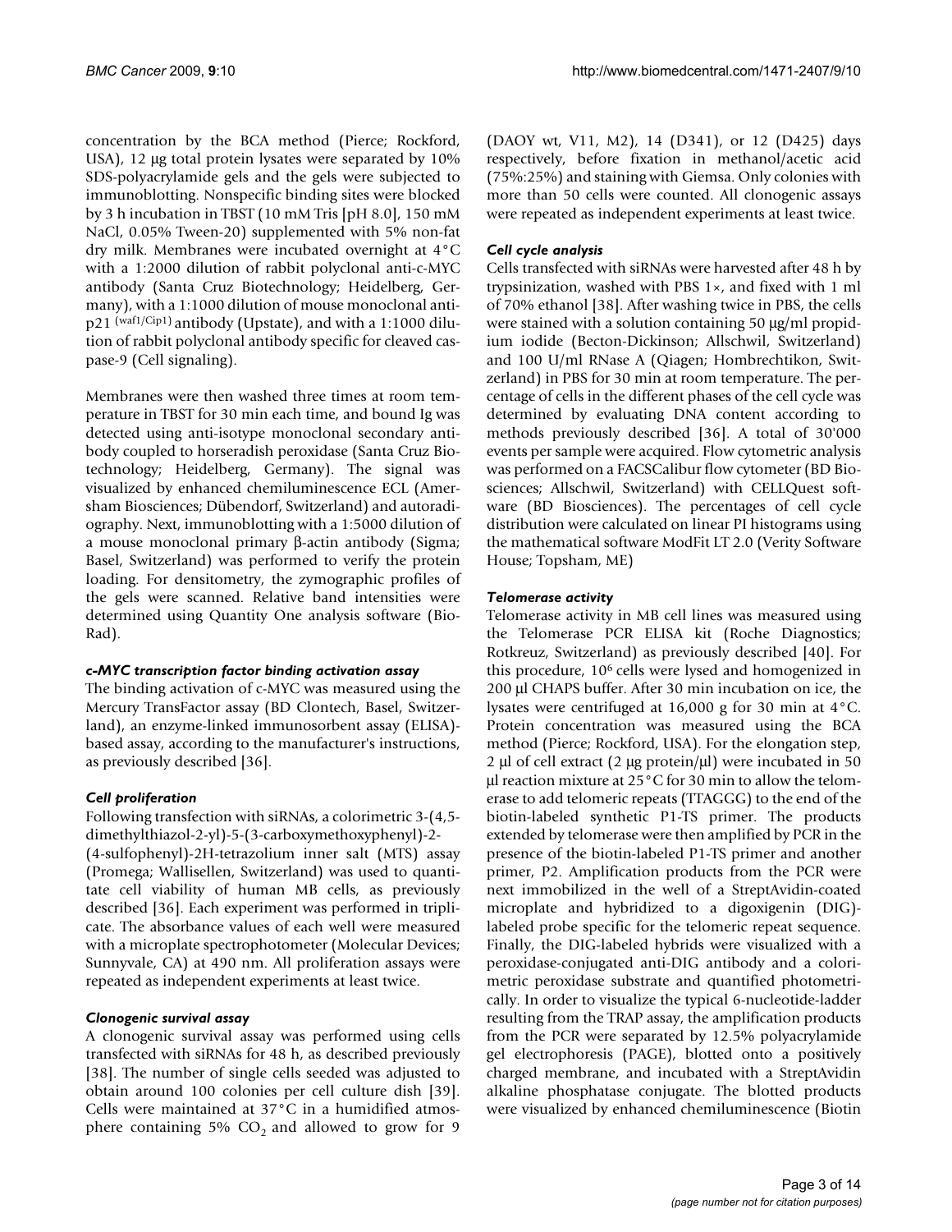concentration by the BCA method (Pierce; Rockford, USA), 12 μg total protein lysates were separated by 10% SDS-polyacrylamide gels and the gels were subjected to immunoblotting. Nonspecific binding sites were blocked by 3 h incubation in TBST (10 mM Tris [pH 8.0], 150 mM NaCl, 0.05% Tween-20) supplemented with 5% non-fat dry milk. Membranes were incubated overnight at 4°C with a 1:2000 dilution of rabbit polyclonal anti-c-MYC antibody (Santa Cruz Biotechnology; Heidelberg, Germany), with a 1:1000 dilution of mouse monoclonal anti-p21 $^{(waf1/Cip1)}$ antibody (Upstate), and with a 1:1000 dilution of rabbit polyclonal antibody specific for cleaved caspase-9 (Cell signaling).

Membranes were then washed three times at room temperature in TBST for 30 min each time, and bound Ig was detected using anti-isotype monoclonal secondary antibody coupled to horseradish peroxidase (Santa Cruz Biotechnology; Heidelberg, Germany). The signal was visualized by enhanced chemiluminescence ECL (Amersham Biosciences; Dübendorf, Switzerland) and autoradiography. Next, immunoblotting with a 1:5000 dilution of a mouse monoclonal primary β-actin antibody (Sigma; Basel, Switzerland) was performed to verify the protein loading. For densitometry, the zymographic profiles of the gels were scanned. Relative band intensities were determined using Quantity One analysis software (Bio-Rad).

### *c-MYC transcription factor binding activation assay*

The binding activation of c-MYC was measured using the Mercury TransFactor assay (BD Clontech, Basel, Switzerland), an enzyme-linked immunosorbent assay (ELISA)-based assay, according to the manufacturer's instructions, as previously described [36].

### *Cell proliferation*

Following transfection with siRNAs, a colorimetric 3-(4,5-dimethylthiazol-2-yl)-5-(3-carboxymethoxyphenyl)-2-(4-sulfophenyl)-2H-tetrazolium inner salt (MTS) assay (Promega; Wallisellen, Switzerland) was used to quantitate cell viability of human MB cells, as previously described [36]. Each experiment was performed in triplicate. The absorbance values of each well were measured with a microplate spectrophotometer (Molecular Devices; Sunnyvale, CA) at 490 nm. All proliferation assays were repeated as independent experiments at least twice.

### *Clonogenic survival assay*

A clonogenic survival assay was performed using cells transfected with siRNAs for 48 h, as described previously [38]. The number of single cells seeded was adjusted to obtain around 100 colonies per cell culture dish [39]. Cells were maintained at 37°C in a humidified atmosphere containing 5% $CO_2$ and allowed to grow for 9 (DAOY wt, V11, M2), 14 (D341), or 12 (D425) days respectively, before fixation in methanol/acetic acid (75%:25%) and staining with Giemsa. Only colonies with more than 50 cells were counted. All clonogenic assays were repeated as independent experiments at least twice.

### *Cell cycle analysis*

Cells transfected with siRNAs were harvested after 48 h by trypsinization, washed with PBS 1×, and fixed with 1 ml of 70% ethanol [38]. After washing twice in PBS, the cells were stained with a solution containing 50 μg/ml propidium iodide (Becton-Dickinson; Allschwil, Switzerland) and 100 U/ml RNase A (Qiagen; Hombrechtikon, Switzerland) in PBS for 30 min at room temperature. The percentage of cells in the different phases of the cell cycle was determined by evaluating DNA content according to methods previously described [36]. A total of 30'000 events per sample were acquired. Flow cytometric analysis was performed on a FACSCalibur flow cytometer (BD Biosciences; Allschwil, Switzerland) with CELLQuest software (BD Biosciences). The percentages of cell cycle distribution were calculated on linear PI histograms using the mathematical software ModFit LT 2.0 (Verity Software House; Topsham, ME)

### *Telomerase activity*

Telomerase activity in MB cell lines was measured using the Telomerase PCR ELISA kit (Roche Diagnostics; Rotkreuz, Switzerland) as previously described [40]. For this procedure, $10^6$ cells were lysed and homogenized in 200 μl CHAPS buffer. After 30 min incubation on ice, the lysates were centrifuged at 16,000 g for 30 min at 4°C. Protein concentration was measured using the BCA method (Pierce; Rockford, USA). For the elongation step, 2 μl of cell extract (2 μg protein/μl) were incubated in 50 μl reaction mixture at 25°C for 30 min to allow the telomerase to add telomeric repeats (TTAGGG) to the end of the biotin-labeled synthetic P1-TS primer. The products extended by telomerase were then amplified by PCR in the presence of the biotin-labeled P1-TS primer and another primer, P2. Amplification products from the PCR were next immobilized in the well of a StreptAvidin-coated microplate and hybridized to a digoxigenin (DIG)-labeled probe specific for the telomeric repeat sequence. Finally, the DIG-labeled hybrids were visualized with a peroxidase-conjugated anti-DIG antibody and a colorimetric peroxidase substrate and quantified photometrically. In order to visualize the typical 6-nucleotide-ladder resulting from the TRAP assay, the amplification products from the PCR were separated by 12.5% polyacrylamide gel electrophoresis (PAGE), blotted onto a positively charged membrane, and incubated with a StreptAvidin alkaline phosphatase conjugate. The blotted products were visualized by enhanced chemiluminescence (Biotin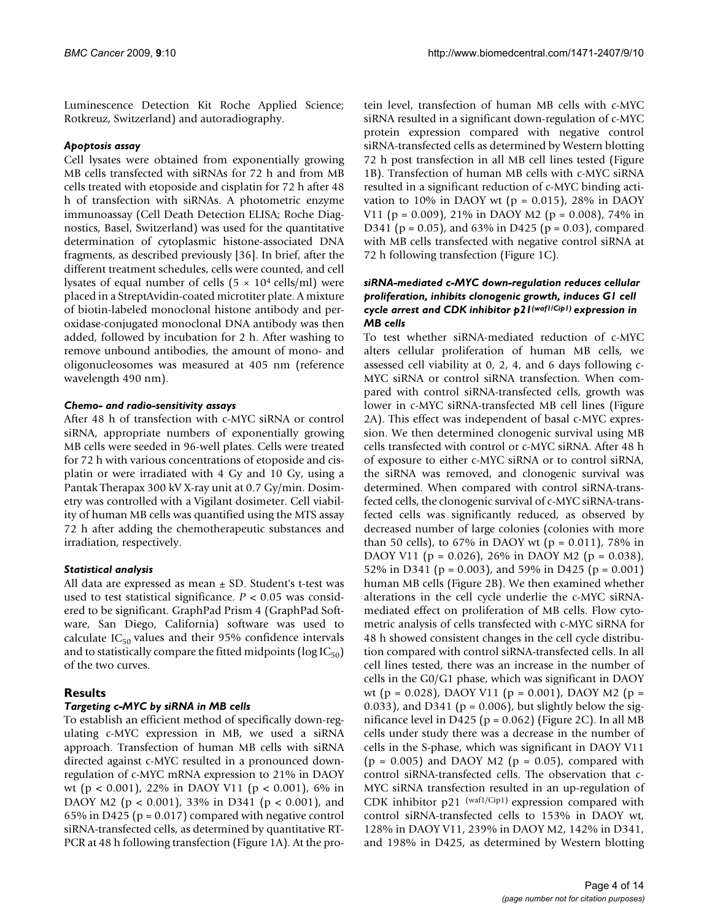Luminescence Detection Kit Roche Applied Science; Rotkreuz, Switzerland) and autoradiography.

### *Apoptosis assay*

Cell lysates were obtained from exponentially growing MB cells transfected with siRNAs for 72 h and from MB cells treated with etoposide and cisplatin for 72 h after 48 h of transfection with siRNAs. A photometric enzyme immunoassay (Cell Death Detection ELISA; Roche Diagnostics, Basel, Switzerland) was used for the quantitative determination of cytoplasmic histone-associated DNA fragments, as described previously [36]. In brief, after the different treatment schedules, cells were counted, and cell lysates of equal number of cells ($5 \times 10^4$ cells/ml) were placed in a StreptAvidin-coated microtiter plate. A mixture of biotin-labeled monoclonal histone antibody and peroxidase-conjugated monoclonal DNA antibody was then added, followed by incubation for 2 h. After washing to remove unbound antibodies, the amount of mono- and oligonucleosomes was measured at 405 nm (reference wavelength 490 nm).

### *Chemo- and radio-sensitivity assays*

After 48 h of transfection with c-MYC siRNA or control siRNA, appropriate numbers of exponentially growing MB cells were seeded in 96-well plates. Cells were treated for 72 h with various concentrations of etoposide and cisplatin or were irradiated with 4 Gy and 10 Gy, using a Pantak Therapax 300 kV X-ray unit at 0.7 Gy/min. Dosimetry was controlled with a Vigilant dosimeter. Cell viability of human MB cells was quantified using the MTS assay 72 h after adding the chemotherapeutic substances and irradiation, respectively.

### *Statistical analysis*

All data are expressed as mean ± SD. Student's t-test was used to test statistical significance. $P < 0.05$ was considered to be significant. GraphPad Prism 4 (GraphPad Software, San Diego, California) software was used to calculate $IC_{50}$ values and their 95% confidence intervals and to statistically compare the fitted midpoints ($\log IC_{50}$) of the two curves.

## Results

### *Targeting c-MYC by siRNA in MB cells*

To establish an efficient method of specifically down-regulating c-MYC expression in MB, we used a siRNA approach. Transfection of human MB cells with siRNA directed against c-MYC resulted in a pronounced down-regulation of c-MYC mRNA expression to 21% in DAOY wt ($p < 0.001$), 22% in DAOY V11 ($p < 0.001$), 6% in DAOY M2 ($p < 0.001$), 33% in D341 ($p < 0.001$), and 65% in D425 ($p = 0.017$) compared with negative control siRNA-transfected cells, as determined by quantitative RT-PCR at 48 h following transfection (Figure 1A). At the protein level, transfection of human MB cells with c-MYC siRNA resulted in a significant down-regulation of c-MYC protein expression compared with negative control siRNA-transfected cells as determined by Western blotting 72 h post transfection in all MB cell lines tested (Figure 1B). Transfection of human MB cells with c-MYC siRNA resulted in a significant reduction of c-MYC binding activation to 10% in DAOY wt ($p = 0.015$), 28% in DAOY V11 ($p = 0.009$), 21% in DAOY M2 ($p = 0.008$), 74% in D341 ($p = 0.05$), and 63% in D425 ($p = 0.03$), compared with MB cells transfected with negative control siRNA at 72 h following transfection (Figure 1C).

### *siRNA-mediated c-MYC down-regulation reduces cellular proliferation, inhibits clonogenic growth, induces G1 cell cycle arrest and CDK inhibitor p21$^{(waf1/Cip1)}$ expression in MB cells*

To test whether siRNA-mediated reduction of c-MYC alters cellular proliferation of human MB cells, we assessed cell viability at 0, 2, 4, and 6 days following c-MYC siRNA or control siRNA transfection. When compared with control siRNA-transfected cells, growth was lower in c-MYC siRNA-transfected MB cell lines (Figure 2A). This effect was independent of basal c-MYC expression. We then determined clonogenic survival using MB cells transfected with control or c-MYC siRNA. After 48 h of exposure to either c-MYC siRNA or to control siRNA, the siRNA was removed, and clonogenic survival was determined. When compared with control siRNA-transfected cells, the clonogenic survival of c-MYC siRNA-transfected cells was significantly reduced, as observed by decreased number of large colonies (colonies with more than 50 cells), to 67% in DAOY wt ($p = 0.011$), 78% in DAOY V11 ($p = 0.026$), 26% in DAOY M2 ($p = 0.038$), 52% in D341 ($p = 0.003$), and 59% in D425 ($p = 0.001$) human MB cells (Figure 2B). We then examined whether alterations in the cell cycle underlie the c-MYC siRNA-mediated effect on proliferation of MB cells. Flow cytometric analysis of cells transfected with c-MYC siRNA for 48 h showed consistent changes in the cell cycle distribution compared with control siRNA-transfected cells. In all cell lines tested, there was an increase in the number of cells in the G0/G1 phase, which was significant in DAOY wt ($p = 0.028$), DAOY V11 ($p = 0.001$), DAOY M2 ($p = 0.033$), and D341 ($p = 0.006$), but slightly below the significance level in D425 ($p = 0.062$) (Figure 2C). In all MB cells under study there was a decrease in the number of cells in the S-phase, which was significant in DAOY V11 ($p = 0.005$) and DAOY M2 ($p = 0.05$), compared with control siRNA-transfected cells. The observation that c-MYC siRNA transfection resulted in an up-regulation of CDK inhibitor p21$^{(waf1/Cip1)}$ expression compared with control siRNA-transfected cells to 153% in DAOY wt, 128% in DAOY V11, 239% in DAOY M2, 142% in D341, and 198% in D425, as determined by Western blotting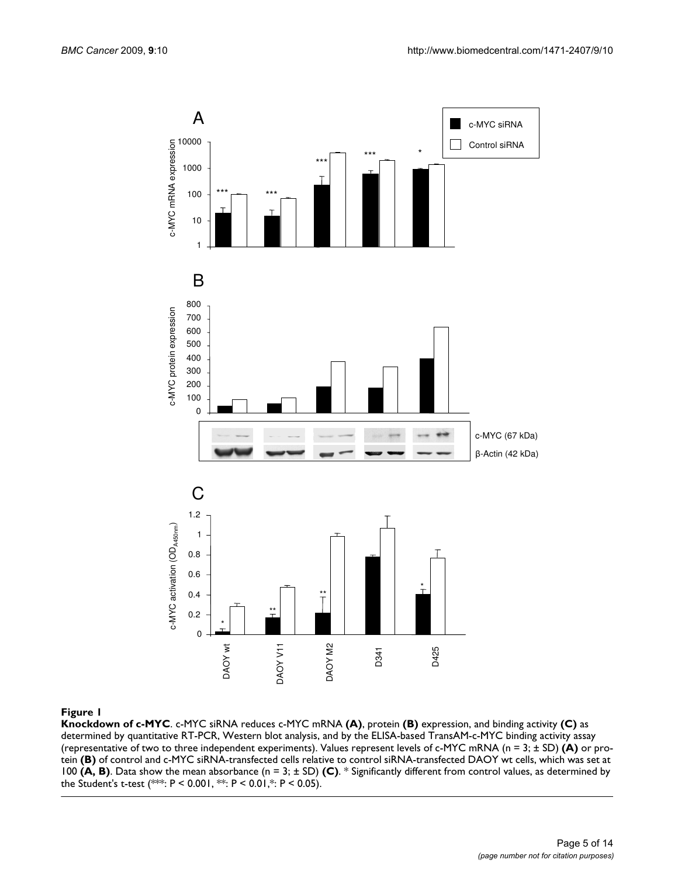**Figure 1**

**Knockdown of c-MYC**. c-MYC siRNA reduces c-MYC mRNA **(A)**, protein **(B)** expression, and binding activity **(C)** as determined by quantitative RT-PCR, Western blot analysis, and by the ELISA-based TransAM-c-MYC binding activity assay (representative of two to three independent experiments). Values represent levels of c-MYC mRNA (n = 3; ± SD) **(A)** or protein **(B)** of control and c-MYC siRNA-transfected cells relative to control siRNA-transfected DAOY wt cells, which was set at 100 **(A, B)**. Data show the mean absorbance (n = 3; ± SD) **(C)**. * Significantly different from control values, as determined by the Student's t-test (***: $P < 0.001$, **: $P < 0.01$,*: $P < 0.05$).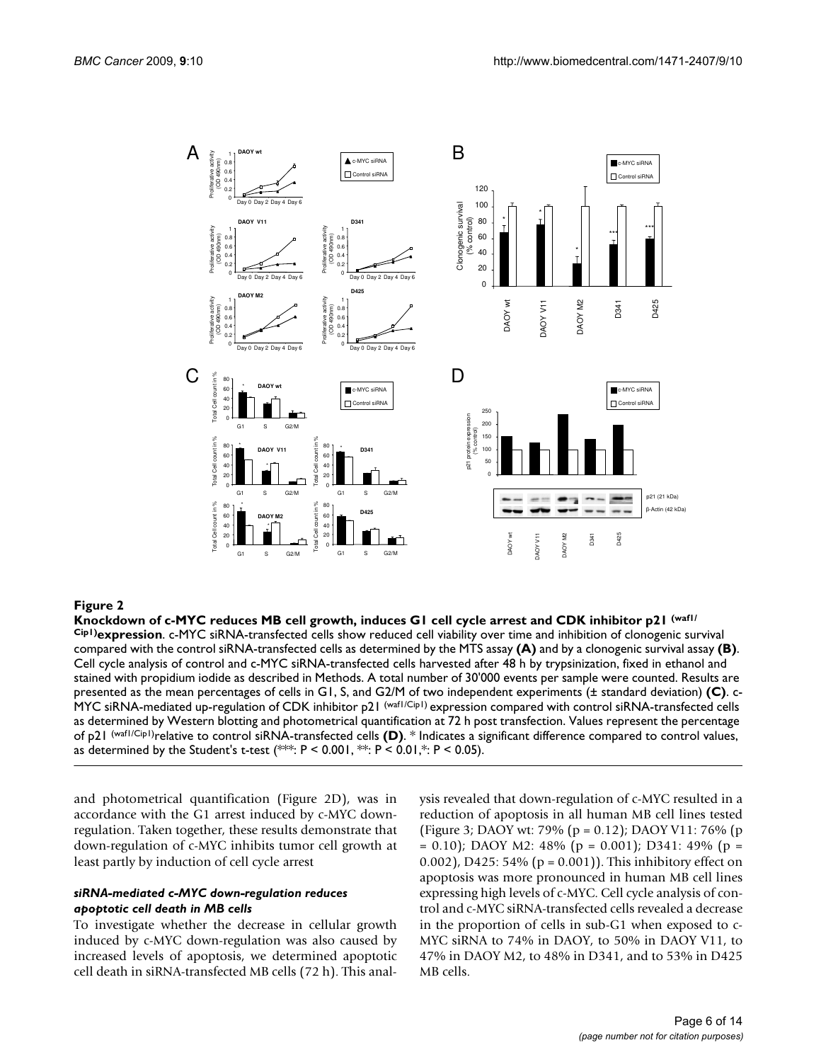**Figure 2**

**Knockdown of c-MYC reduces MB cell growth, induces G1 cell cycle arrest and CDK inhibitor p21 (waf1/Cip1) expression**. c-MYC siRNA-transfected cells show reduced cell viability over time and inhibition of clonogenic survival compared with the control siRNA-transfected cells as determined by the MTS assay **(A)** and by a clonogenic survival assay **(B)**. Cell cycle analysis of control and c-MYC siRNA-transfected cells harvested after 48 h by trypsinization, fixed in ethanol and stained with propidium iodide as described in Methods. A total number of 30'000 events per sample were counted. Results are presented as the mean percentages of cells in G1, S, and G2/M of two independent experiments (± standard deviation) **(C)**. c-MYC siRNA-mediated up-regulation of CDK inhibitor p21 (waf1/Cip1) expression compared with control siRNA-transfected cells as determined by Western blotting and photometrical quantification at 72 h post transfection. Values represent the percentage of p21 (waf1/Cip1) relative to control siRNA-transfected cells **(D)**. * Indicates a significant difference compared to control values, as determined by the Student's t-test (***: $P < 0.001$, **: $P < 0.01$, *: $P < 0.05$).

and photometrical quantification (Figure 2D), was in accordance with the G1 arrest induced by c-MYC down-regulation. Taken together, these results demonstrate that down-regulation of c-MYC inhibits tumor cell growth at least partly by induction of cell cycle arrest

### *siRNA-mediated c-MYC down-regulation reduces apoptotic cell death in MB cells*

To investigate whether the decrease in cellular growth induced by c-MYC down-regulation was also caused by increased levels of apoptosis, we determined apoptotic cell death in siRNA-transfected MB cells (72 h). This analysis revealed that down-regulation of c-MYC resulted in a reduction of apoptosis in all human MB cell lines tested (Figure 3; DAOY wt: 79% ($p = 0.12$); DAOY V11: 76% ($p = 0.10$); DAOY M2: 48% ($p = 0.001$); D341: 49% ($p = 0.002$), D425: 54% ($p = 0.001$)). This inhibitory effect on apoptosis was more pronounced in human MB cell lines expressing high levels of c-MYC. Cell cycle analysis of control and c-MYC siRNA-transfected cells revealed a decrease in the proportion of cells in sub-G1 when exposed to c-MYC siRNA to 74% in DAOY, to 50% in DAOY V11, to 47% in DAOY M2, to 48% in D341, and to 53% in D425 MB cells.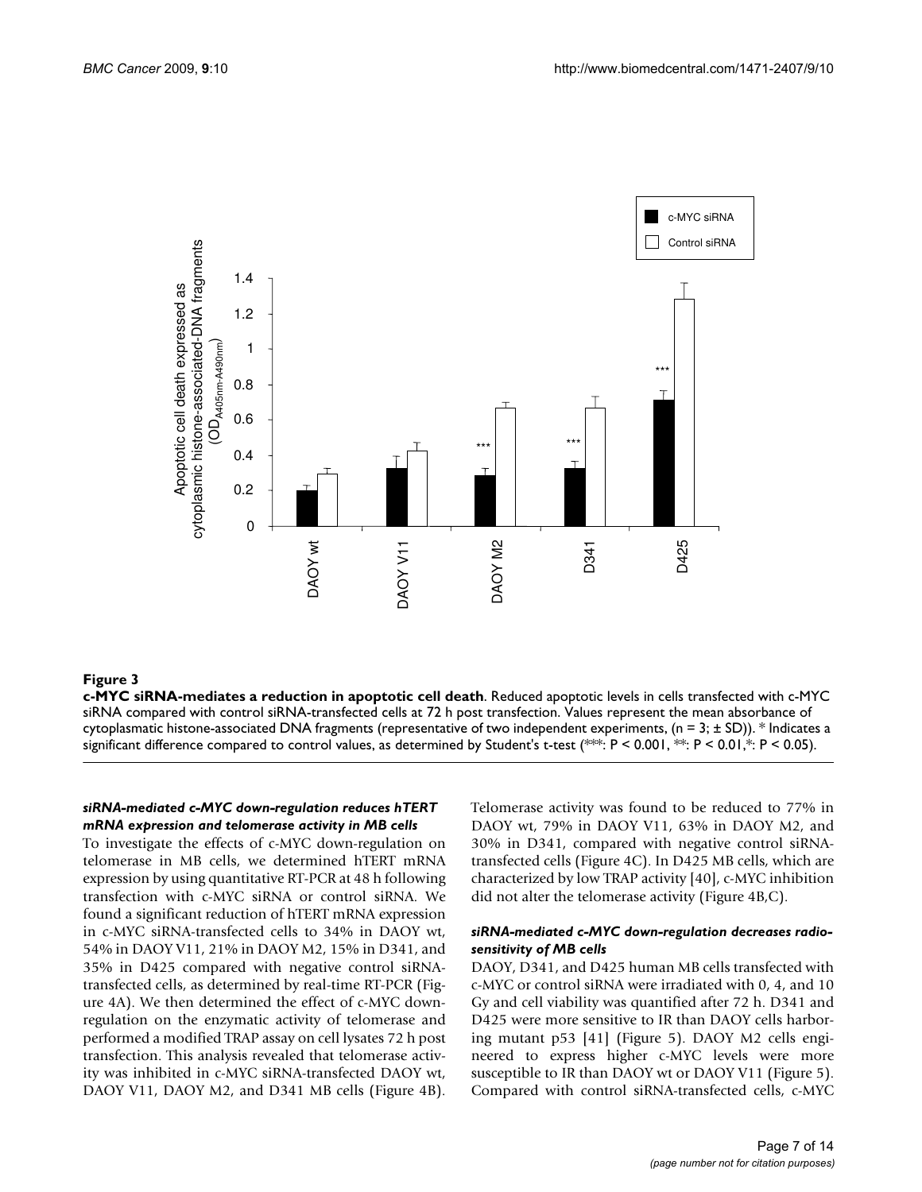**Figure 3**

**c-MYC siRNA-mediates a reduction in apoptotic cell death**. Reduced apoptotic levels in cells transfected with c-MYC siRNA compared with control siRNA-transfected cells at 72 h post transfection. Values represent the mean absorbance of cytoplasmatic histone-associated DNA fragments (representative of two independent experiments, (n = 3; ± SD)). * Indicates a significant difference compared to control values, as determined by Student's t-test (***: P < 0.001, **: P < 0.01,*: P < 0.05).

### *siRNA-mediated c-MYC down-regulation reduces hTERT mRNA expression and telomerase activity in MB cells*

To investigate the effects of c-MYC down-regulation on telomerase in MB cells, we determined hTERT mRNA expression by using quantitative RT-PCR at 48 h following transfection with c-MYC siRNA or control siRNA. We found a significant reduction of hTERT mRNA expression in c-MYC siRNA-transfected cells to 34% in DAOY wt, 54% in DAOY V11, 21% in DAOY M2, 15% in D341, and 35% in D425 compared with negative control siRNA-transfected cells, as determined by real-time RT-PCR (Figure 4A). We then determined the effect of c-MYC down-regulation on the enzymatic activity of telomerase and performed a modified TRAP assay on cell lysates 72 h post transfection. This analysis revealed that telomerase activity was inhibited in c-MYC siRNA-transfected DAOY wt, DAOY V11, DAOY M2, and D341 MB cells (Figure 4B). Telomerase activity was found to be reduced to 77% in DAOY wt, 79% in DAOY V11, 63% in DAOY M2, and 30% in D341, compared with negative control siRNA-transfected cells (Figure 4C). In D425 MB cells, which are characterized by low TRAP activity [40], c-MYC inhibition did not alter the telomerase activity (Figure 4B,C).

### *siRNA-mediated c-MYC down-regulation decreases radio-sensitivity of MB cells*

DAOY, D341, and D425 human MB cells transfected with c-MYC or control siRNA were irradiated with 0, 4, and 10 Gy and cell viability was quantified after 72 h. D341 and D425 were more sensitive to IR than DAOY cells harboring mutant p53 [41] (Figure 5). DAOY M2 cells engineered to express higher c-MYC levels were more susceptible to IR than DAOY wt or DAOY V11 (Figure 5). Compared with control siRNA-transfected cells, c-MYC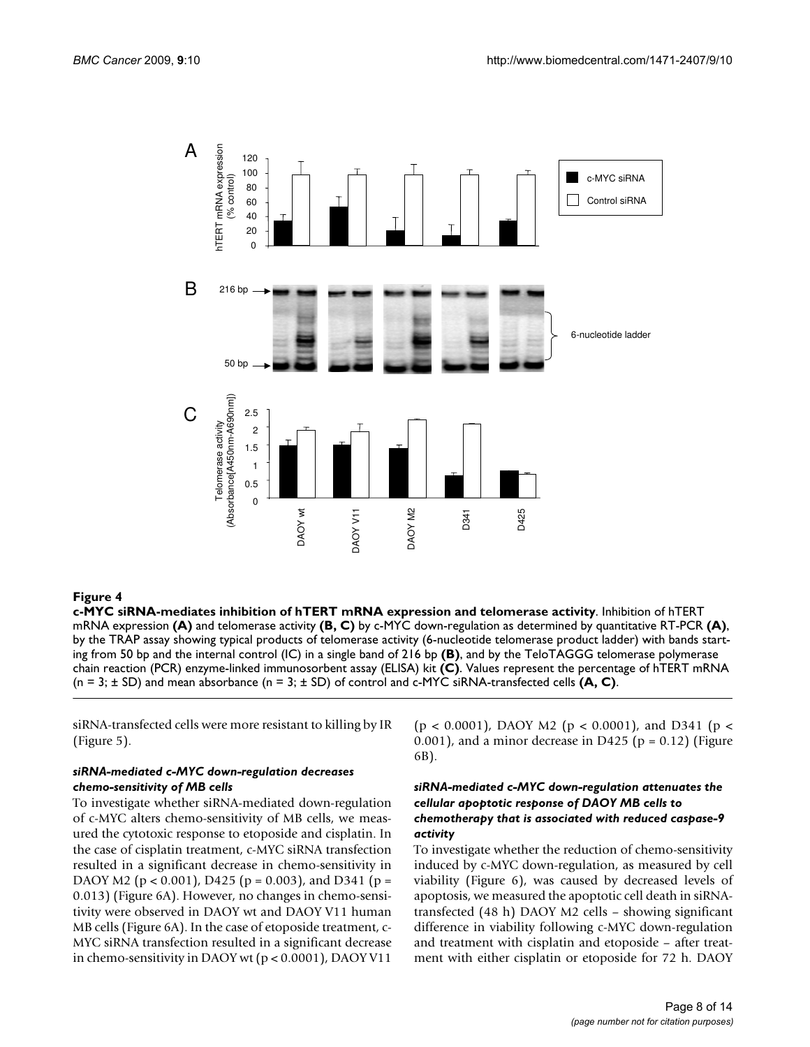**Figure 4**

**c-MYC siRNA-mediates inhibition of hTERT mRNA expression and telomerase activity**. Inhibition of hTERT mRNA expression **(A)** and telomerase activity **(B, C)** by c-MYC down-regulation as determined by quantitative RT-PCR **(A)**, by the TRAP assay showing typical products of telomerase activity (6-nucleotide telomerase product ladder) with bands starting from 50 bp and the internal control (IC) in a single band of 216 bp **(B)**, and by the TeloTAGGG telomerase polymerase chain reaction (PCR) enzyme-linked immunosorbent assay (ELISA) kit **(C)**. Values represent the percentage of hTERT mRNA ($n = 3$; ± SD) and mean absorbance ($n = 3$; ± SD) of control and c-MYC siRNA-transfected cells **(A, C)**.

siRNA-transfected cells were more resistant to killing by IR (Figure 5).

### *siRNA-mediated c-MYC down-regulation decreases chemo-sensitivity of MB cells*

To investigate whether siRNA-mediated down-regulation of c-MYC alters chemo-sensitivity of MB cells, we measured the cytotoxic response to etoposide and cisplatin. In the case of cisplatin treatment, c-MYC siRNA transfection resulted in a significant decrease in chemo-sensitivity in DAOY M2 ($p < 0.001$), D425 ($p = 0.003$), and D341 ($p = 0.013$) (Figure 6A). However, no changes in chemo-sensitivity were observed in DAOY wt and DAOY V11 human MB cells (Figure 6A). In the case of etoposide treatment, c-MYC siRNA transfection resulted in a significant decrease in chemo-sensitivity in DAOY wt ($p < 0.0001$), DAOY V11 ($p < 0.0001$), DAOY M2 ($p < 0.0001$), and D341 ($p < 0.001$), and a minor decrease in D425 ($p = 0.12$) (Figure 6B).

### *siRNA-mediated c-MYC down-regulation attenuates the cellular apoptotic response of DAOY MB cells to chemotherapy that is associated with reduced caspase-9 activity*

To investigate whether the reduction of chemo-sensitivity induced by c-MYC down-regulation, as measured by cell viability (Figure 6), was caused by decreased levels of apoptosis, we measured the apoptotic cell death in siRNA-transfected (48 h) DAOY M2 cells – showing significant difference in viability following c-MYC down-regulation and treatment with cisplatin and etoposide – after treatment with either cisplatin or etoposide for 72 h. DAOY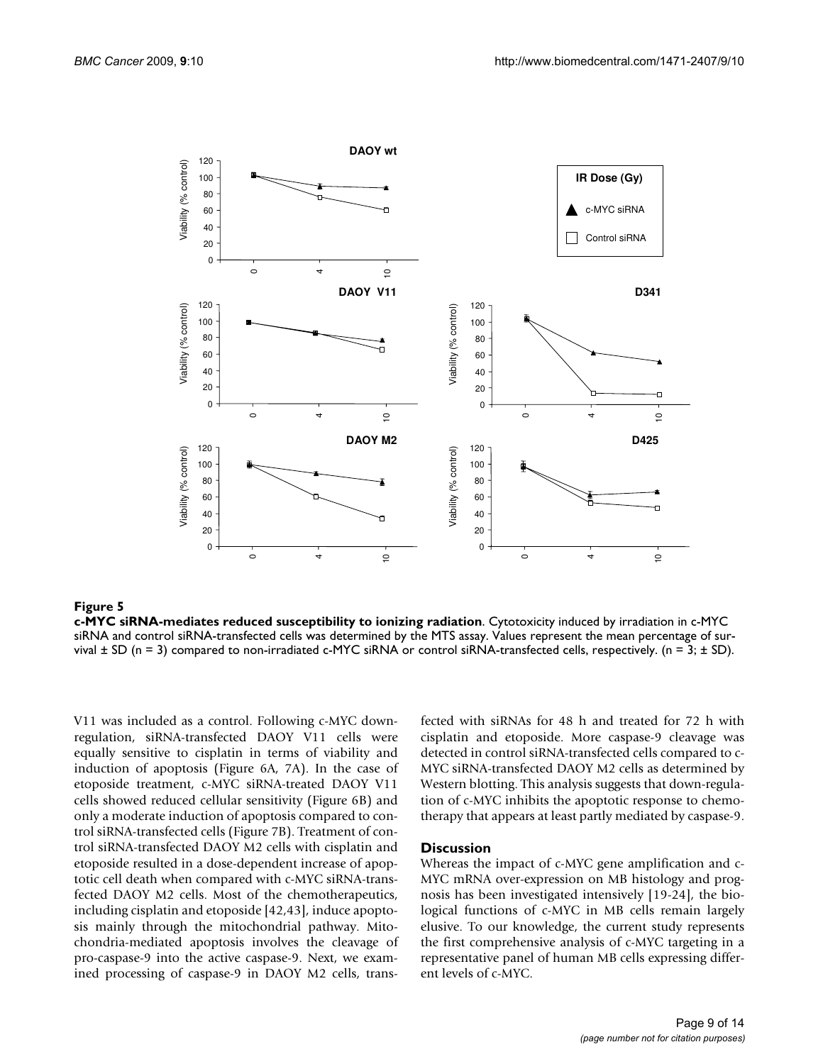**Figure 5**

**c-MYC siRNA-mediates reduced susceptibility to ionizing radiation**. Cytotoxicity induced by irradiation in c-MYC siRNA and control siRNA-transfected cells was determined by the MTS assay. Values represent the mean percentage of survival ± SD (n = 3) compared to non-irradiated c-MYC siRNA or control siRNA-transfected cells, respectively. (n = 3; ± SD).

V11 was included as a control. Following c-MYC down-regulation, siRNA-transfected DAOY V11 cells were equally sensitive to cisplatin in terms of viability and induction of apoptosis (Figure 6A, 7A). In the case of etoposide treatment, c-MYC siRNA-treated DAOY V11 cells showed reduced cellular sensitivity (Figure 6B) and only a moderate induction of apoptosis compared to control siRNA-transfected cells (Figure 7B). Treatment of control siRNA-transfected DAOY M2 cells with cisplatin and etoposide resulted in a dose-dependent increase of apoptotic cell death when compared with c-MYC siRNA-transfected DAOY M2 cells. Most of the chemotherapeutics, including cisplatin and etoposide [42,43], induce apoptosis mainly through the mitochondrial pathway. Mitochondria-mediated apoptosis involves the cleavage of pro-caspase-9 into the active caspase-9. Next, we examined processing of caspase-9 in DAOY M2 cells, transfected with siRNAs for 48 h and treated for 72 h with cisplatin and etoposide. More caspase-9 cleavage was detected in control siRNA-transfected cells compared to c-MYC siRNA-transfected DAOY M2 cells as determined by Western blotting. This analysis suggests that down-regulation of c-MYC inhibits the apoptotic response to chemotherapy that appears at least partly mediated by caspase-9.

## Discussion

Whereas the impact of c-MYC gene amplification and c-MYC mRNA over-expression on MB histology and prognosis has been investigated intensively [19-24], the biological functions of c-MYC in MB cells remain largely elusive. To our knowledge, the current study represents the first comprehensive analysis of c-MYC targeting in a representative panel of human MB cells expressing different levels of c-MYC.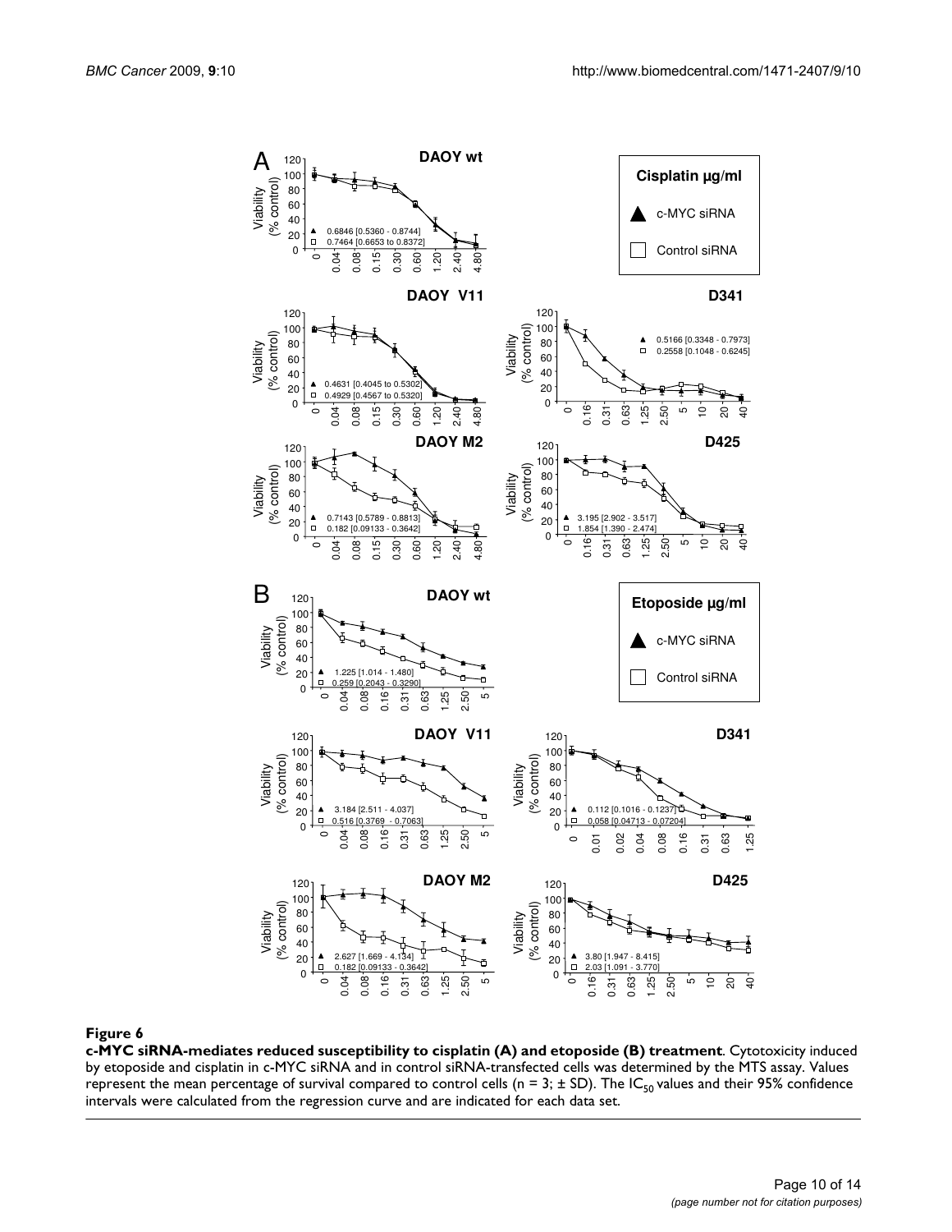**Figure 6**

**c-MYC siRNA-mediates reduced susceptibility to cisplatin (A) and etoposide (B) treatment**. Cytotoxicity induced by etoposide and cisplatin in c-MYC siRNA and in control siRNA-transfected cells was determined by the MTS assay. Values represent the mean percentage of survival compared to control cells (n = 3; ± SD). The $IC_{50}$ values and their 95% confidence intervals were calculated from the regression curve and are indicated for each data set.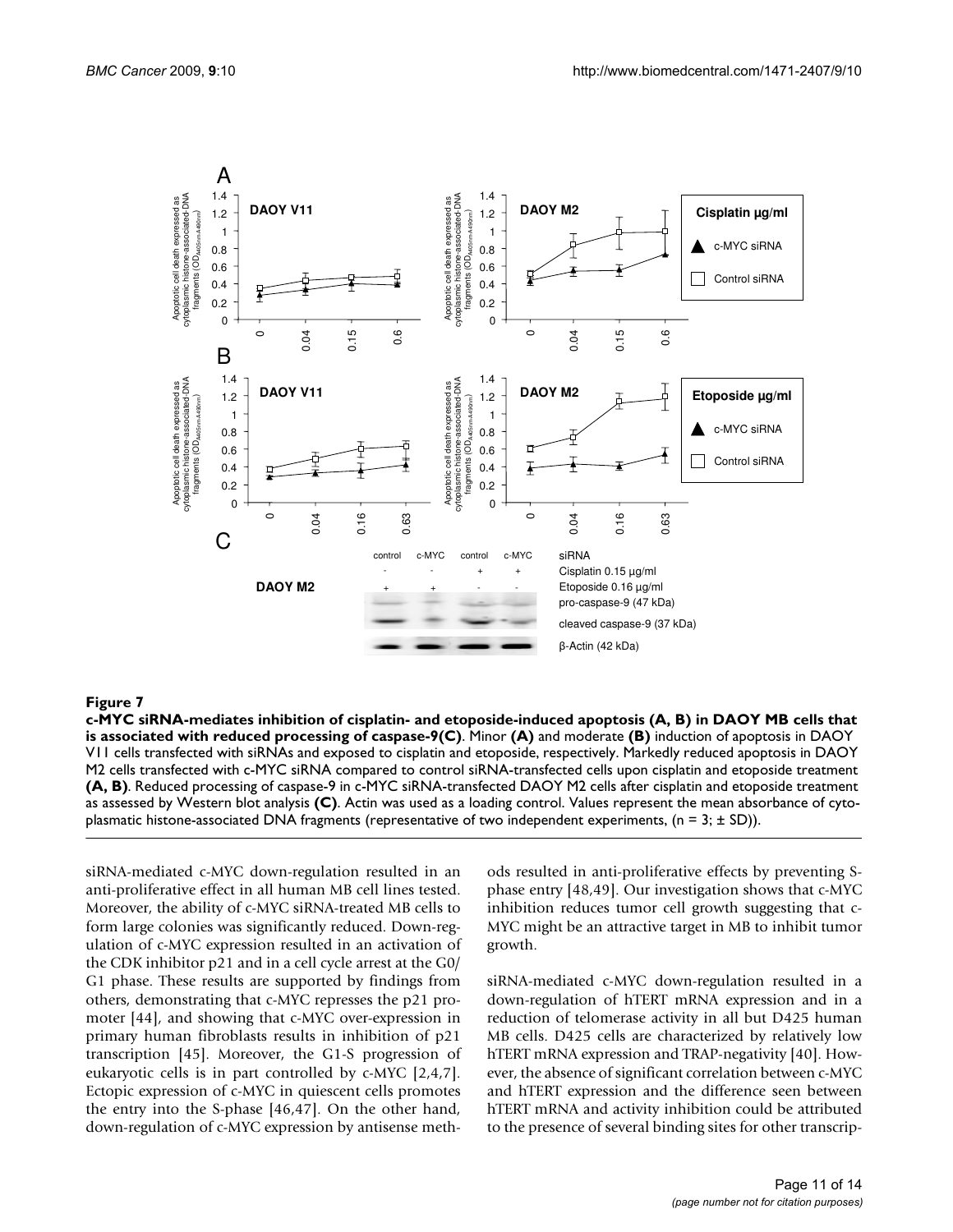**Figure 7**

**c-MYC siRNA-mediates inhibition of cisplatin- and etoposide-induced apoptosis (A, B) in DAOY MB cells that is associated with reduced processing of caspase-9(C)**. Minor **(A)** and moderate **(B)** induction of apoptosis in DAOY V11 cells transfected with siRNAs and exposed to cisplatin and etoposide, respectively. Markedly reduced apoptosis in DAOY M2 cells transfected with c-MYC siRNA compared to control siRNA-transfected cells upon cisplatin and etoposide treatment **(A, B)**. Reduced processing of caspase-9 in c-MYC siRNA-transfected DAOY M2 cells after cisplatin and etoposide treatment as assessed by Western blot analysis **(C)**. Actin was used as a loading control. Values represent the mean absorbance of cytoplasmatic histone-associated DNA fragments (representative of two independent experiments, (n = 3; ± SD)).

siRNA-mediated c-MYC down-regulation resulted in an anti-proliferative effect in all human MB cell lines tested. Moreover, the ability of c-MYC siRNA-treated MB cells to form large colonies was significantly reduced. Down-regulation of c-MYC expression resulted in an activation of the CDK inhibitor p21 and in a cell cycle arrest at the G0/G1 phase. These results are supported by findings from others, demonstrating that c-MYC represses the p21 promoter [44], and showing that c-MYC over-expression in primary human fibroblasts results in inhibition of p21 transcription [45]. Moreover, the G1-S progression of eukaryotic cells is in part controlled by c-MYC [2,4,7]. Ectopic expression of c-MYC in quiescent cells promotes the entry into the S-phase [46,47]. On the other hand, down-regulation of c-MYC expression by antisense methods resulted in anti-proliferative effects by preventing S-phase entry [48,49]. Our investigation shows that c-MYC inhibition reduces tumor cell growth suggesting that c-MYC might be an attractive target in MB to inhibit tumor growth.

siRNA-mediated c-MYC down-regulation resulted in a down-regulation of hTERT mRNA expression and in a reduction of telomerase activity in all but D425 human MB cells. D425 cells are characterized by relatively low hTERT mRNA expression and TRAP-negativity [40]. However, the absence of significant correlation between c-MYC and hTERT expression and the difference seen between hTERT mRNA and activity inhibition could be attributed to the presence of several binding sites for other transcrip-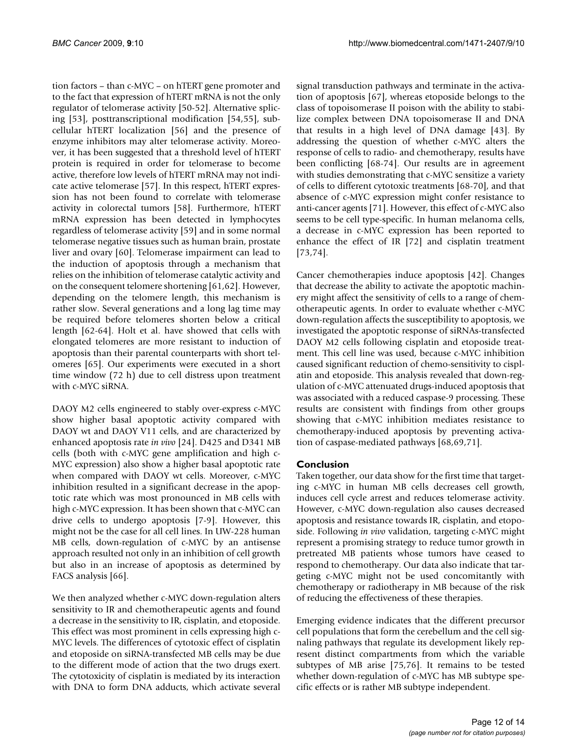tion factors – than c-MYC – on hTERT gene promoter and to the fact that expression of hTERT mRNA is not the only regulator of telomerase activity [50-52]. Alternative splicing [53], posttranscriptional modification [54,55], subcellular hTERT localization [56] and the presence of enzyme inhibitors may alter telomerase activity. Moreover, it has been suggested that a threshold level of hTERT protein is required in order for telomerase to become active, therefore low levels of hTERT mRNA may not indicate active telomerase [57]. In this respect, hTERT expression has not been found to correlate with telomerase activity in colorectal tumors [58]. Furthermore, hTERT mRNA expression has been detected in lymphocytes regardless of telomerase activity [59] and in some normal telomerase negative tissues such as human brain, prostate liver and ovary [60]. Telomerase impairment can lead to the induction of apoptosis through a mechanism that relies on the inhibition of telomerase catalytic activity and on the consequent telomere shortening [61,62]. However, depending on the telomere length, this mechanism is rather slow. Several generations and a long lag time may be required before telomeres shorten below a critical length [62-64]. Holt et al. have showed that cells with elongated telomeres are more resistant to induction of apoptosis than their parental counterparts with short telomeres [65]. Our experiments were executed in a short time window (72 h) due to cell distress upon treatment with c-MYC siRNA.

DAOY M2 cells engineered to stably over-express c-MYC show higher basal apoptotic activity compared with DAOY wt and DAOY V11 cells, and are characterized by enhanced apoptosis rate *in vivo* [24]. D425 and D341 MB cells (both with c-MYC gene amplification and high c-MYC expression) also show a higher basal apoptotic rate when compared with DAOY wt cells. Moreover, c-MYC inhibition resulted in a significant decrease in the apoptotic rate which was most pronounced in MB cells with high c-MYC expression. It has been shown that c-MYC can drive cells to undergo apoptosis [7-9]. However, this might not be the case for all cell lines. In UW-228 human MB cells, down-regulation of c-MYC by an antisense approach resulted not only in an inhibition of cell growth but also in an increase of apoptosis as determined by FACS analysis [66].

We then analyzed whether c-MYC down-regulation alters sensitivity to IR and chemotherapeutic agents and found a decrease in the sensitivity to IR, cisplatin, and etoposide. This effect was most prominent in cells expressing high c-MYC levels. The differences of cytotoxic effect of cisplatin and etoposide on siRNA-transfected MB cells may be due to the different mode of action that the two drugs exert. The cytotoxicity of cisplatin is mediated by its interaction with DNA to form DNA adducts, which activate several signal transduction pathways and terminate in the activation of apoptosis [67], whereas etoposide belongs to the class of topoisomerase II poison with the ability to stabilize complex between DNA topoisomerase II and DNA that results in a high level of DNA damage [43]. By addressing the question of whether c-MYC alters the response of cells to radio- and chemotherapy, results have been conflicting [68-74]. Our results are in agreement with studies demonstrating that c-MYC sensitize a variety of cells to different cytotoxic treatments [68-70], and that absence of c-MYC expression might confer resistance to anti-cancer agents [71]. However, this effect of c-MYC also seems to be cell type-specific. In human melanoma cells, a decrease in c-MYC expression has been reported to enhance the effect of IR [72] and cisplatin treatment [73,74].

Cancer chemotherapies induce apoptosis [42]. Changes that decrease the ability to activate the apoptotic machinery might affect the sensitivity of cells to a range of chemotherapeutic agents. In order to evaluate whether c-MYC down-regulation affects the susceptibility to apoptosis, we investigated the apoptotic response of siRNAs-transfected DAOY M2 cells following cisplatin and etoposide treatment. This cell line was used, because c-MYC inhibition caused significant reduction of chemo-sensitivity to cisplatin and etoposide. This analysis revealed that down-regulation of c-MYC attenuated drugs-induced apoptosis that was associated with a reduced caspase-9 processing. These results are consistent with findings from other groups showing that c-MYC inhibition mediates resistance to chemotherapy-induced apoptosis by preventing activation of caspase-mediated pathways [68,69,71].

## Conclusion

Taken together, our data show for the first time that targeting c-MYC in human MB cells decreases cell growth, induces cell cycle arrest and reduces telomerase activity. However, c-MYC down-regulation also causes decreased apoptosis and resistance towards IR, cisplatin, and etoposide. Following *in vivo* validation, targeting c-MYC might represent a promising strategy to reduce tumor growth in pretreated MB patients whose tumors have ceased to respond to chemotherapy. Our data also indicate that targeting c-MYC might not be used concomitantly with chemotherapy or radiotherapy in MB because of the risk of reducing the effectiveness of these therapies.

Emerging evidence indicates that the different precursor cell populations that form the cerebellum and the cell signaling pathways that regulate its development likely represent distinct compartments from which the variable subtypes of MB arise [75,76]. It remains to be tested whether down-regulation of c-MYC has MB subtype specific effects or is rather MB subtype independent.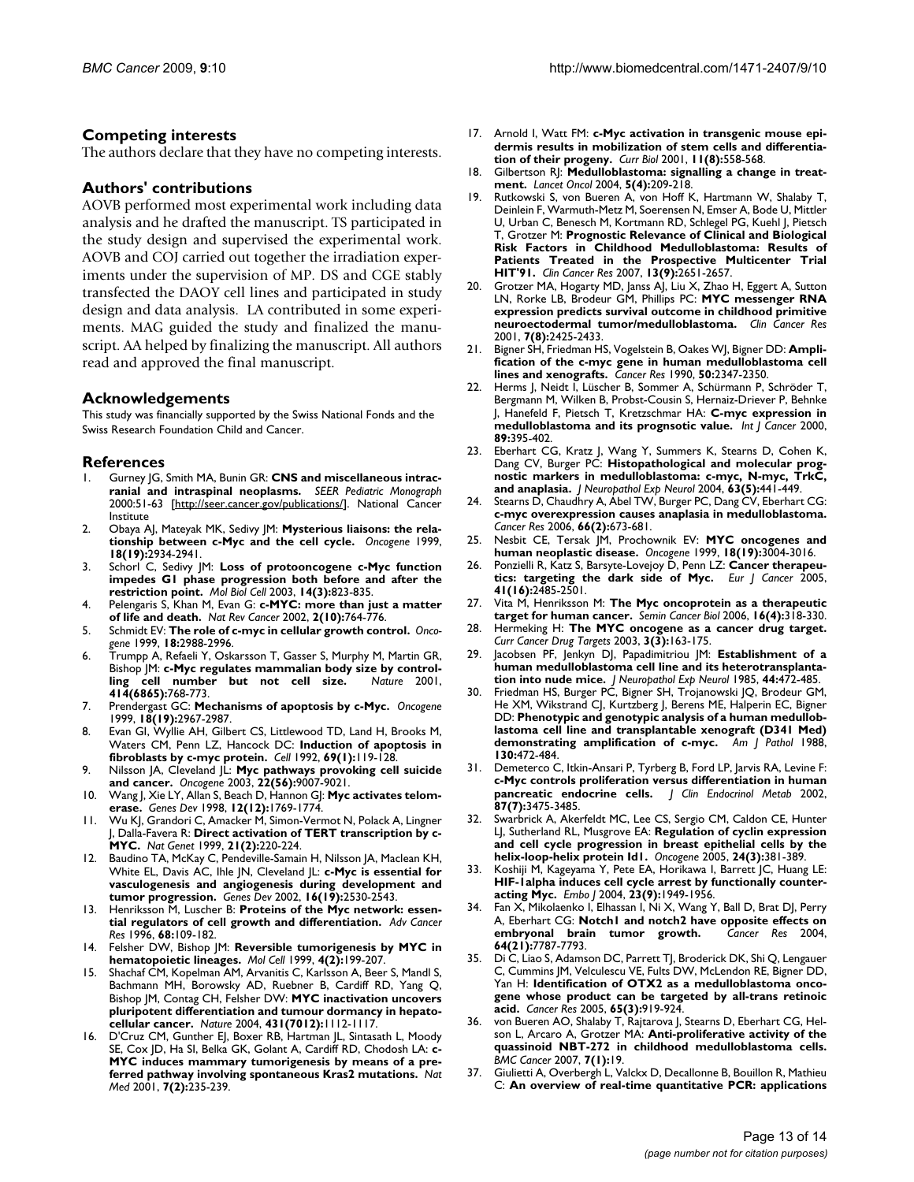## Competing interests

The authors declare that they have no competing interests.

## Authors' contributions

AOVB performed most experimental work including data analysis and he drafted the manuscript. TS participated in the study design and supervised the experimental work. AOVB and COJ carried out together the irradiation experiments under the supervision of MP. DS and CGE stably transfected the DAOY cell lines and participated in study design and data analysis. LA contributed in some experiments. MAG guided the study and finalized the manuscript. AA helped by finalizing the manuscript. All authors read and approved the final manuscript.

## Acknowledgements

This study was financially supported by the Swiss National Fonds and the Swiss Research Foundation Child and Cancer.

## References

1. Gurney JG, Smith MA, Bunin GR: **CNS and miscellaneous intracranial and intraspinal neoplasms.** *SEER Pediatric Monograph* 2000:51-63 [http://seer.cancer.gov/publications/]. National Cancer Institute
2. Obaya AJ, Mateyak MK, Sedivy JM: **Mysterious liaisons: the relationship between c-Myc and the cell cycle.** *Oncogene* 1999, **18(19):**2934-2941.
3. Schorl C, Sedivy JM: **Loss of protooncogene c-Myc function impedes G1 phase progression both before and after the restriction point.** *Mol Biol Cell* 2003, **14(3):**823-835.
4. Pelengaris S, Khan M, Evan G: **c-MYC: more than just a matter of life and death.** *Nat Rev Cancer* 2002, **2(10):**764-776.
5. Schmidt EV: **The role of c-myc in cellular growth control.** *Oncogene* 1999, **18:**2988-2996.
6. Trumpp A, Refaeli Y, Oskarsson T, Gasser S, Murphy M, Martin GR, Bishop JM: **c-Myc regulates mammalian body size by controlling cell number but not cell size.** *Nature* 2001, **414(6865):**768-773.
7. Prendergast GC: **Mechanisms of apoptosis by c-Myc.** *Oncogene* 1999, **18(19):**2967-2987.
8. Evan GI, Wyllie AH, Gilbert CS, Littlewood TD, Land H, Brooks M, Waters CM, Penn LZ, Hancock DC: **Induction of apoptosis in fibroblasts by c-myc protein.** *Cell* 1992, **69(1):**119-128.
9. Nilsson JA, Cleveland JL: **Myc pathways provoking cell suicide and cancer.** *Oncogene* 2003, **22(56):**9007-9021.
10. Wang J, Xie LY, Allan S, Beach D, Hannon GJ: **Myc activates telomerase.** *Genes Dev* 1998, **12(12):**1769-1774.
11. Wu KJ, Grandori C, Amacker M, Simon-Vermot N, Polack A, Lingner J, Dalla-Favera R: **Direct activation of TERT transcription by c-MYC.** *Nat Genet* 1999, **21(2):**220-224.
12. Baudino TA, McKay C, Pendeville-Samain H, Nilsson JA, Maclean KH, White EL, Davis AC, Ihle JN, Cleveland JL: **c-Myc is essential for vasculogenesis and angiogenesis during development and tumor progression.** *Genes Dev* 2002, **16(19):**2530-2543.
13. Henriksson M, Luscher B: **Proteins of the Myc network: essential regulators of cell growth and differentiation.** *Adv Cancer Res* 1996, **68:**109-182.
14. Felsher DW, Bishop JM: **Reversible tumorigenesis by MYC in hematopoietic lineages.** *Mol Cell* 1999, **4(2):**199-207.
15. Shachaf CM, Kopelman AM, Arvanitis C, Karlsson A, Beer S, Mandl S, Bachmann MH, Borowsky AD, Ruebner B, Cardiff RD, Yang Q, Bishop JM, Contag CH, Felsher DW: **MYC inactivation uncovers pluripotent differentiation and tumour dormancy in hepatocellular cancer.** *Nature* 2004, **431(7012):**1112-1117.
16. D'Cruz CM, Gunther EJ, Boxer RB, Hartman JL, Sintasath L, Moody SE, Cox JD, Ha SI, Belka GK, Golant A, Cardiff RD, Chodosh LA: **c-MYC induces mammary tumorigenesis by means of a preferred pathway involving spontaneous Kras2 mutations.** *Nat Med* 2001, **7(2):**235-239.
17. Arnold I, Watt FM: **c-Myc activation in transgenic mouse epidermis results in mobilization of stem cells and differentiation of their progeny.** *Curr Biol* 2001, **11(8):**558-568.
18. Gilbertson RJ: **Medulloblastoma: signalling a change in treatment.** *Lancet Oncol* 2004, **5(4):**209-218.
19. Rutkowski S, von Bueren A, von Hoff K, Hartmann W, Shalaby T, Deinlein F, Warmuth-Metz M, Soerensen N, Emser A, Bode U, Mittler U, Urban C, Benesch M, Kortmann RD, Schlegel PG, Kuehl J, Pietsch T, Grotzer M: **Prognostic Relevance of Clinical and Biological Risk Factors in Childhood Medulloblastoma: Results of Patients Treated in the Prospective Multicenter Trial HIT'91.** *Clin Cancer Res* 2007, **13(9):**2651-2657.
20. Grotzer MA, Hogarty MD, Janss AJ, Liu X, Zhao H, Eggert A, Sutton LN, Rorke LB, Brodeur GM, Phillips PC: **MYC messenger RNA expression predicts survival outcome in childhood primitive neuroectodermal tumor/medulloblastoma.** *Clin Cancer Res* 2001, **7(8):**2425-2433.
21. Bigner SH, Friedman HS, Vogelstein B, Oakes WJ, Bigner DD: **Amplification of the c-myc gene in human medulloblastoma cell lines and xenografts.** *Cancer Res* 1990, **50:**2347-2350.
22. Herms J, Neidt I, Lüscher B, Sommer A, Schürmann P, Schröder T, Bergmann M, Wilken B, Probst-Cousin S, Hernaiz-Driever P, Behnke J, Hanefeld F, Pietsch T, Kretzschmar HA: **C-myc expression in medulloblastoma and its prognsotic value.** *Int J Cancer* 2000, **89:**395-402.
23. Eberhart CG, Kratz J, Wang Y, Summers K, Stearns D, Cohen K, Dang CV, Burger PC: **Histopathological and molecular prognostic markers in medulloblastoma: c-myc, N-myc, TrkC, and anaplasia.** *J Neuropathol Exp Neurol* 2004, **63(5):**441-449.
24. Stearns D, Chaudhry A, Abel TW, Burger PC, Dang CV, Eberhart CG: **c-myc overexpression causes anaplasia in medulloblastoma.** *Cancer Res* 2006, **66(2):**673-681.
25. Nesbit CE, Tersak JM, Prochownik EV: **MYC oncogenes and human neoplastic disease.** *Oncogene* 1999, **18(19):**3004-3016.
26. Ponzielli R, Katz S, Barsyte-Lovejoy D, Penn LZ: **Cancer therapeutics: targeting the dark side of Myc.** *Eur J Cancer* 2005, **41(16):**2485-2501.
27. Vita M, Henriksson M: **The Myc oncoprotein as a therapeutic target for human cancer.** *Semin Cancer Biol* 2006, **16(4):**318-330.
28. Hermeking H: **The MYC oncogene as a cancer drug target.** *Curr Cancer Drug Targets* 2003, **3(3):**163-175.
29. Jacobsen PF, Jenkyn DJ, Papadimitriou JM: **Establishment of a human medulloblastoma cell line and its heterotransplantation into nude mice.** *J Neuropathol Exp Neurol* 1985, **44:**472-485.
30. Friedman HS, Burger PC, Bigner SH, Trojanowski JQ, Brodeur GM, He XM, Wikstrand CJ, Kurtzberg J, Berens ME, Halperin EC, Bigner DD: **Phenotypic and genotypic analysis of a human medulloblastoma cell line and transplantable xenograft (D341 Med) demonstrating amplification of c-myc.** *Am J Pathol* 1988, **130:**472-484.
31. Demeterco C, Itkin-Ansari P, Tyrberg B, Ford LP, Jarvis RA, Levine F: **c-Myc controls proliferation versus differentiation in human pancreatic endocrine cells.** *J Clin Endocrinol Metab* 2002, **87(7):**3475-3485.
32. Swarbrick A, Akerfeldt MC, Lee CS, Sergio CM, Caldon CE, Hunter LJ, Sutherland RL, Musgrove EA: **Regulation of cyclin expression and cell cycle progression in breast epithelial cells by the helix-loop-helix protein Id1.** *Oncogene* 2005, **24(3):**381-389.
33. Koshiji M, Kageyama Y, Pete EA, Horikawa I, Barrett JC, Huang LE: **HIF-1alpha induces cell cycle arrest by functionally counteracting Myc.** *Embo J* 2004, **23(9):**1949-1956.
34. Fan X, Mikolaenko I, Elhassan I, Ni X, Wang Y, Ball D, Brat DJ, Perry A, Eberhart CG: **Notch1 and notch2 have opposite effects on embryonal brain tumor growth.** *Cancer Res* 2004, **64(21):**7787-7793.
35. Di C, Liao S, Adamson DC, Parrett TJ, Broderick DK, Shi Q, Lengauer C, Cummins JM, Velculescu VE, Fults DW, McLendon RE, Bigner DD, Yan H: **Identification of OTX2 as a medulloblastoma oncogene whose product can be targeted by all-trans retinoic acid.** *Cancer Res* 2005, **65(3):**919-924.
36. von Bueren AO, Shalaby T, Rajtarova J, Stearns D, Eberhart CG, Helson L, Arcaro A, Grotzer MA: **Anti-proliferative activity of the quassinoid NBT-272 in childhood medulloblastoma cells.** *BMC Cancer* 2007, **7(1):**19.
37. Giulietti A, Overbergh L, Valckx D, Decallonne B, Bouillon R, Mathieu C: **An overview of real-time quantitative PCR: applications**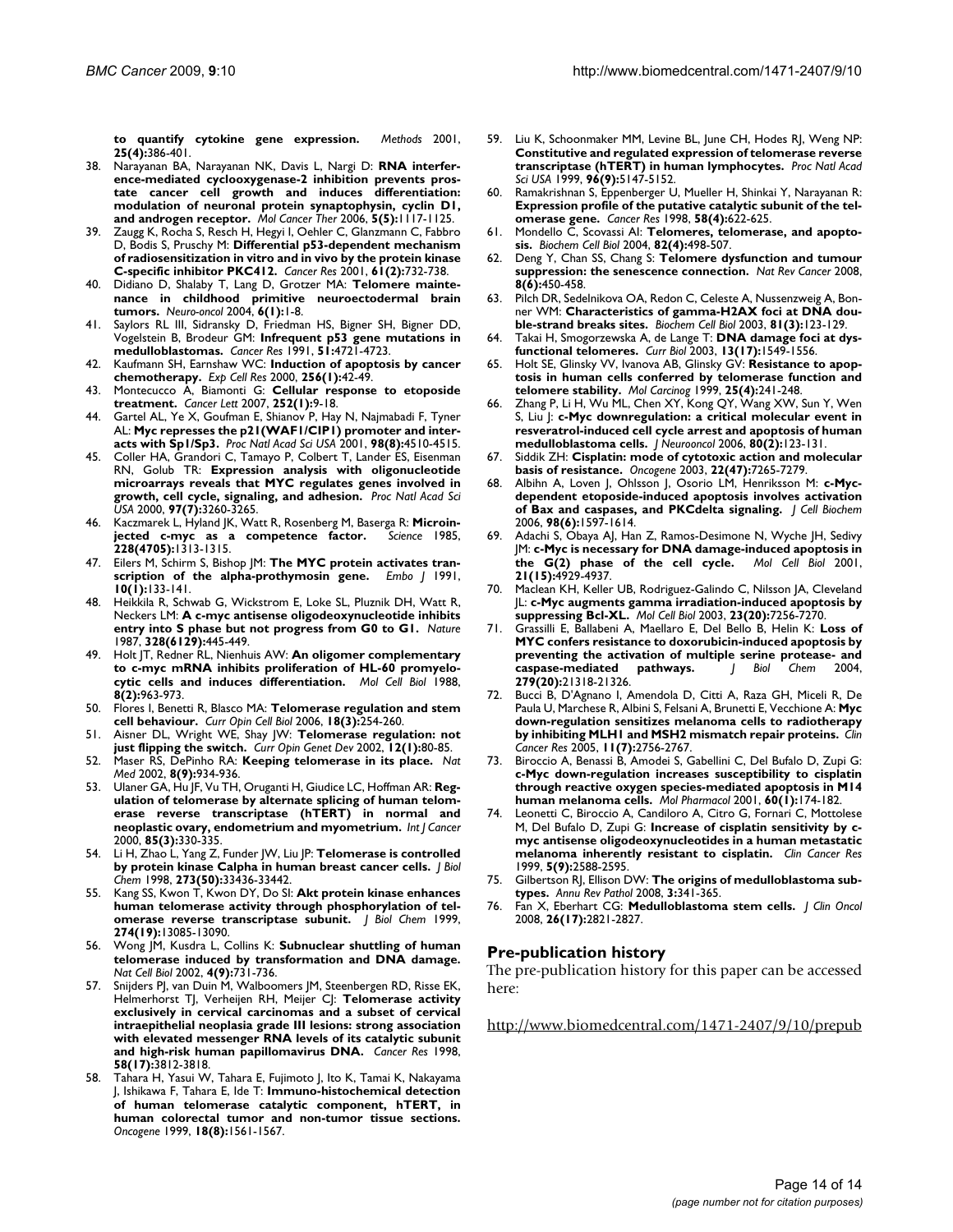**to quantify cytokine gene expression.** *Methods* 2001, **25(4):**386-401.

38. Narayanan BA, Narayanan NK, Davis L, Nargi D: **RNA interference-mediated cyclooxygenase-2 inhibition prevents prostate cancer cell growth and induces differentiation: modulation of neuronal protein synaptophysin, cyclin D1, and androgen receptor.** *Mol Cancer Ther* 2006, **5(5):**1117-1125.
39. Zaugg K, Rocha S, Resch H, Hegyi I, Oehler C, Glanzmann C, Fabbro D, Bodis S, Pruschy M: **Differential p53-dependent mechanism of radiosensitization in vitro and in vivo by the protein kinase C-specific inhibitor PKC412.** *Cancer Res* 2001, **61(2):**732-738.
40. Didiano D, Shalaby T, Lang D, Grotzer MA: **Telomere maintenance in childhood primitive neuroectodermal brain tumors.** *Neuro-oncol* 2004, **6(1):**1-8.
41. Saylors RL III, Sidransky D, Friedman HS, Bigner SH, Bigner DD, Vogelstein B, Brodeur GM: **Infrequent p53 gene mutations in medulloblastomas.** *Cancer Res* 1991, **51:**4721-4723.
42. Kaufmann SH, Earnshaw WC: **Induction of apoptosis by cancer chemotherapy.** *Exp Cell Res* 2000, **256(1):**42-49.
43. Montecucco A, Biamonti G: **Cellular response to etoposide treatment.** *Cancer Lett* 2007, **252(1):**9-18.
44. Gartel AL, Ye X, Goufman E, Shianov P, Hay N, Najmabadi F, Tyner AL: **Myc represses the p21(WAF1/CIP1) promoter and interacts with Sp1/Sp3.** *Proc Natl Acad Sci USA* 2001, **98(8):**4510-4515.
45. Coller HA, Grandori C, Tamayo P, Colbert T, Lander ES, Eisenman RN, Golub TR: **Expression analysis with oligonucleotide microarrays reveals that MYC regulates genes involved in growth, cell cycle, signaling, and adhesion.** *Proc Natl Acad Sci USA* 2000, **97(7):**3260-3265.
46. Kaczmarek L, Hyland JK, Watt R, Rosenberg M, Baserga R: **Microinjected c-myc as a competence factor.** *Science* 1985, **228(4705):**1313-1315.
47. Eilers M, Schirm S, Bishop JM: **The MYC protein activates transcription of the alpha-prothymosin gene.** *Embo J* 1991, **10(1):**133-141.
48. Heikkila R, Schwab G, Wickstrom E, Loke SL, Pluznik DH, Watt R, Neckers LM: **A c-myc antisense oligodeoxynucleotide inhibits entry into S phase but not progress from G0 to G1.** *Nature* 1987, **328(6129):**445-449.
49. Holt JT, Redner RL, Nienhuis AW: **An oligomer complementary to c-myc mRNA inhibits proliferation of HL-60 promyelocytic cells and induces differentiation.** *Mol Cell Biol* 1988, **8(2):**963-973.
50. Flores I, Benetti R, Blasco MA: **Telomerase regulation and stem cell behaviour.** *Curr Opin Cell Biol* 2006, **18(3):**254-260.
51. Aisner DL, Wright WE, Shay JW: **Telomerase regulation: not just flipping the switch.** *Curr Opin Genet Dev* 2002, **12(1):**80-85.
52. Maser RS, DePinho RA: **Keeping telomerase in its place.** *Nat Med* 2002, **8(9):**934-936.
53. Ulaner GA, Hu JF, Vu TH, Oruganti H, Giudice LC, Hoffman AR: **Regulation of telomerase by alternate splicing of human telomerase reverse transcriptase (hTERT) in normal and neoplastic ovary, endometrium and myometrium.** *Int J Cancer* 2000, **85(3):**330-335.
54. Li H, Zhao L, Yang Z, Funder JW, Liu JP: **Telomerase is controlled by protein kinase Calpha in human breast cancer cells.** *J Biol Chem* 1998, **273(50):**33436-33442.
55. Kang SS, Kwon T, Kwon DY, Do SI: **Akt protein kinase enhances human telomerase activity through phosphorylation of telomerase reverse transcriptase subunit.** *J Biol Chem* 1999, **274(19):**13085-13090.
56. Wong JM, Kusdra L, Collins K: **Subnuclear shuttling of human telomerase induced by transformation and DNA damage.** *Nat Cell Biol* 2002, **4(9):**731-736.
57. Snijders PJ, van Duin M, Walboomers JM, Steenbergen RD, Risse EK, Helmerhorst TJ, Verheijen RH, Meijer CJ: **Telomerase activity exclusively in cervical carcinomas and a subset of cervical intraepithelial neoplasia grade III lesions: strong association with elevated messenger RNA levels of its catalytic subunit and high-risk human papillomavirus DNA.** *Cancer Res* 1998, **58(17):**3812-3818.
58. Tahara H, Yasui W, Tahara E, Fujimoto J, Ito K, Tamai K, Nakayama J, Ishikawa F, Tahara E, Ide T: **Immuno-histochemical detection of human telomerase catalytic component, hTERT, in human colorectal tumor and non-tumor tissue sections.** *Oncogene* 1999, **18(8):**1561-1567.
59. Liu K, Schoonmaker MM, Levine BL, June CH, Hodes RJ, Weng NP: **Constitutive and regulated expression of telomerase reverse transcriptase (hTERT) in human lymphocytes.** *Proc Natl Acad Sci USA* 1999, **96(9):**5147-5152.
60. Ramakrishnan S, Eppenberger U, Mueller H, Shinkai Y, Narayanan R: **Expression profile of the putative catalytic subunit of the telomerase gene.** *Cancer Res* 1998, **58(4):**622-625.
61. Mondello C, Scovassi AI: **Telomeres, telomerase, and apoptosis.** *Biochem Cell Biol* 2004, **82(4):**498-507.
62. Deng Y, Chan SS, Chang S: **Telomere dysfunction and tumour suppression: the senescence connection.** *Nat Rev Cancer* 2008, **8(6):**450-458.
63. Pilch DR, Sedelnikova OA, Redon C, Celeste A, Nussenzweig A, Bonner WM: **Characteristics of gamma-H2AX foci at DNA double-strand breaks sites.** *Biochem Cell Biol* 2003, **81(3):**123-129.
64. Takai H, Smogorzewska A, de Lange T: **DNA damage foci at dysfunctional telomeres.** *Curr Biol* 2003, **13(17):**1549-1556.
65. Holt SE, Glinsky VV, Ivanova AB, Glinsky GV: **Resistance to apoptosis in human cells conferred by telomerase function and telomere stability.** *Mol Carcinog* 1999, **25(4):**241-248.
66. Zhang P, Li H, Wu ML, Chen XY, Kong QY, Wang XW, Sun Y, Wen S, Liu J: **c-Myc downregulation: a critical molecular event in resveratrol-induced cell cycle arrest and apoptosis of human medulloblastoma cells.** *J Neurooncol* 2006, **80(2):**123-131.
67. Siddik ZH: **Cisplatin: mode of cytotoxic action and molecular basis of resistance.** *Oncogene* 2003, **22(47):**7265-7279.
68. Albihn A, Loven J, Ohlsson J, Osorio LM, Henriksson M: **c-Myc-dependent etoposide-induced apoptosis involves activation of Bax and caspases, and PKCdelta signaling.** *J Cell Biochem* 2006, **98(6):**1597-1614.
69. Adachi S, Obaya AJ, Han Z, Ramos-Desimone N, Wyche JH, Sedivy JM: **c-Myc is necessary for DNA damage-induced apoptosis in the G(2) phase of the cell cycle.** *Mol Cell Biol* 2001, **21(15):**4929-4937.
70. Maclean KH, Keller UB, Rodriguez-Galindo C, Nilsson JA, Cleveland JL: **c-Myc augments gamma irradiation-induced apoptosis by suppressing Bcl-XL.** *Mol Cell Biol* 2003, **23(20):**7256-7270.
71. Grassilli E, Ballabeni A, Maellaro E, Del Bello B, Helin K: **Loss of MYC confers resistance to doxorubicin-induced apoptosis by preventing the activation of multiple serine protease- and caspase-mediated pathways.** *J Biol Chem* 2004, **279(20):**21318-21326.
72. Bucci B, D'Agnano I, Amendola D, Citti A, Raza GH, Miceli R, De Paula U, Marchese R, Albini S, Felsani A, Brunetti E, Vecchione A: **Myc down-regulation sensitizes melanoma cells to radiotherapy by inhibiting MLH1 and MSH2 mismatch repair proteins.** *Clin Cancer Res* 2005, **11(7):**2756-2767.
73. Biroccio A, Benassi B, Amodei S, Gabellini C, Del Bufalo D, Zupi G: **c-Myc down-regulation increases susceptibility to cisplatin through reactive oxygen species-mediated apoptosis in M14 human melanoma cells.** *Mol Pharmacol* 2001, **60(1):**174-182.
74. Leonetti C, Biroccio A, Candiloro A, Citro G, Fornari C, Mottolese M, Del Bufalo D, Zupi G: **Increase of cisplatin sensitivity by c-myc antisense oligodeoxynucleotides in a human metastatic melanoma inherently resistant to cisplatin.** *Clin Cancer Res* 1999, **5(9):**2588-2595.
75. Gilbertson RJ, Ellison DW: **The origins of medulloblastoma subtypes.** *Annu Rev Pathol* 2008, **3:**341-365.
76. Fan X, Eberhart CG: **Medulloblastoma stem cells.** *J Clin Oncol* 2008, **26(17):**2821-2827.

## Pre-publication history

The pre-publication history for this paper can be accessed here:

http://www.biomedcentral.com/1471-2407/9/10/prepub